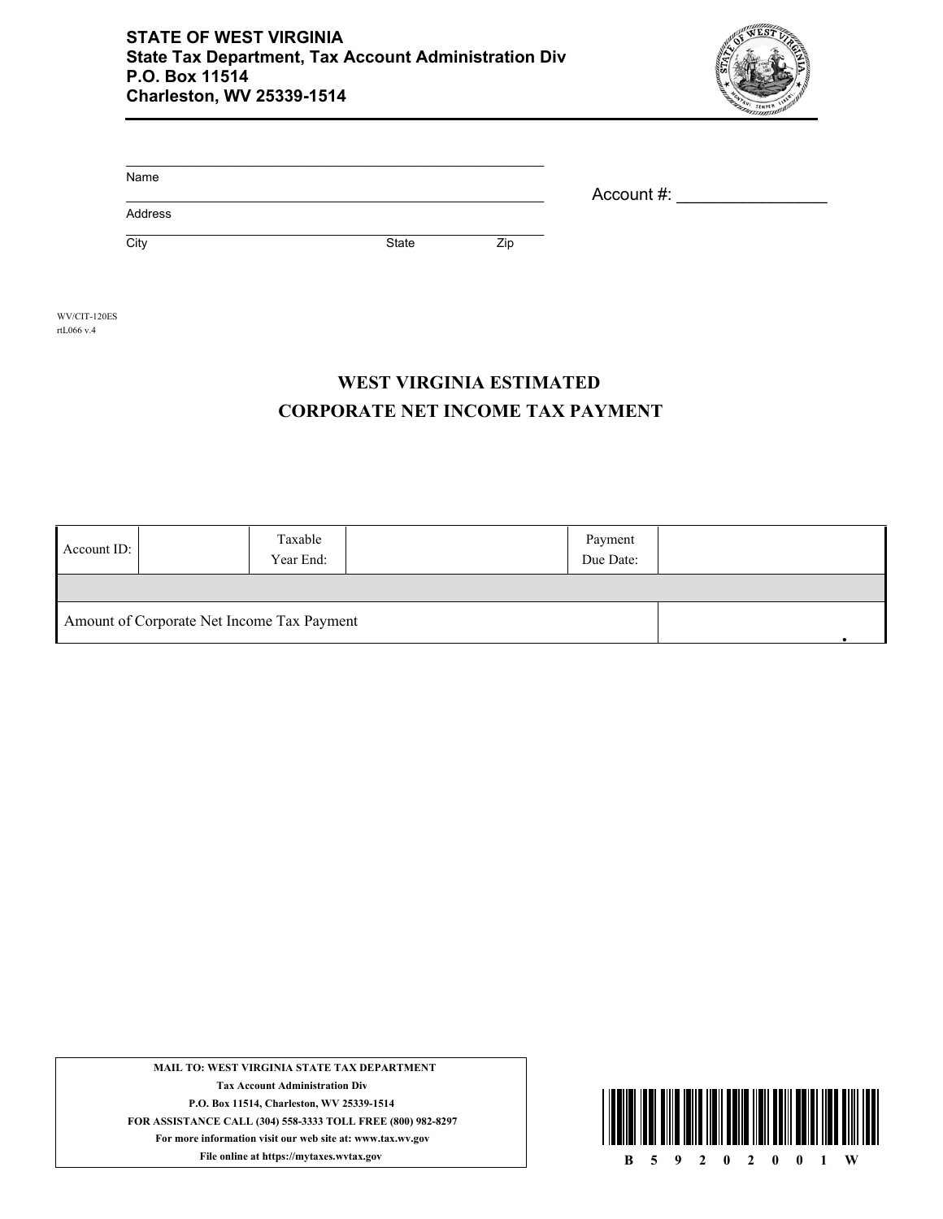**STATE OF WEST VIRGINIA**
**State Tax Department, Tax Account Administration Div**
**P.O. Box 11514**
**Charleston, WV 25339-1514**

Name

Address

City State Zip

Account #: ________________

WV/CIT-120ES
rtL066 v.4

# WEST VIRGINIA ESTIMATED CORPORATE NET INCOME TAX PAYMENT

| Account ID: | | Taxable Year End: | | Payment Due Date: | |
|---|---|---|---|---|---|
| | | | | | |
| Amount of Corporate Net Income Tax Payment | | | | | . |

**MAIL TO: WEST VIRGINIA STATE TAX DEPARTMENT**
**Tax Account Administration Div**
**P.O. Box 11514, Charleston, WV 25339-1514**
**FOR ASSISTANCE CALL (304) 558-3333 TOLL FREE (800) 982-8297**
**For more information visit our web site at: www.tax.wv.gov**
**File online at https://mytaxes.wvtax.gov**

B 5 9 2 0 2 0 0 1 W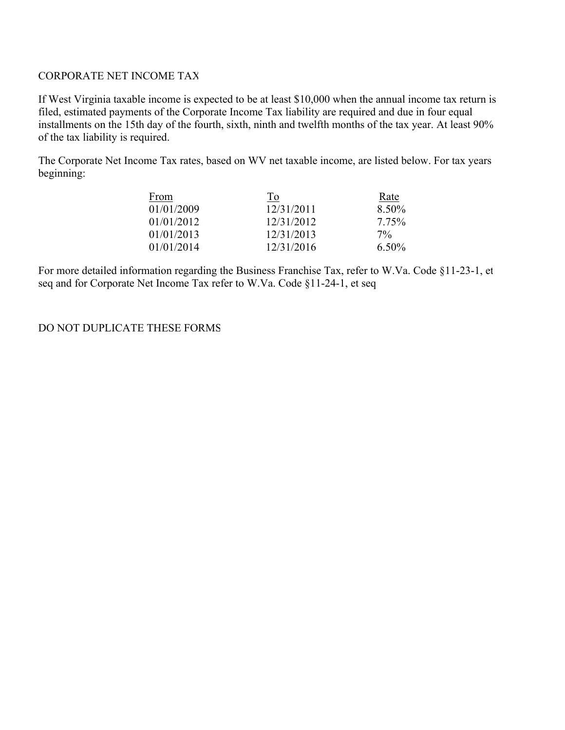## CORPORATE NET INCOME TAX

If West Virginia taxable income is expected to be at least $10,000 when the annual income tax return is filed, estimated payments of the Corporate Income Tax liability are required and due in four equal installments on the 15th day of the fourth, sixth, ninth and twelfth months of the tax year. At least 90% of the tax liability is required.

The Corporate Net Income Tax rates, based on WV net taxable income, are listed below. For tax years beginning:

| From | To | Rate |
|---|---|---|
| 01/01/2009 | 12/31/2011 | 8.50% |
| 01/01/2012 | 12/31/2012 | 7.75% |
| 01/01/2013 | 12/31/2013 | 7% |
| 01/01/2014 | 12/31/2016 | 6.50% |

For more detailed information regarding the Business Franchise Tax, refer to W.Va. Code §11-23-1, et seq and for Corporate Net Income Tax refer to W.Va. Code §11-24-1, et seq

DO NOT DUPLICATE THESE FORMS